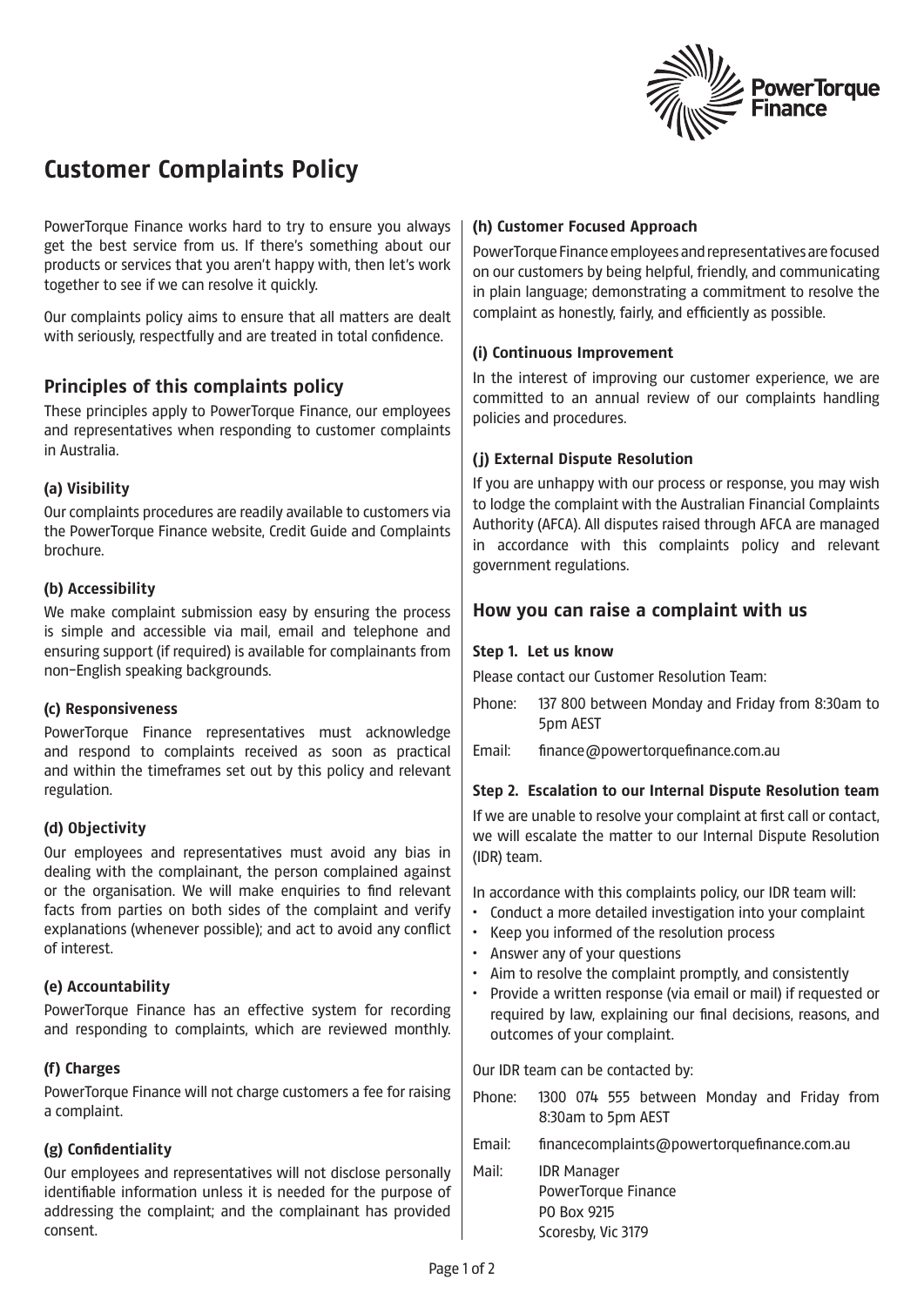# Customer Complaints Policy

PowerTorque Finance works hard to try to ensure you always get the best service from us. If there's something about our products or services that you aren't happy with, then let's work together to see if we can resolve it quickly.

Our complaints policy aims to ensure that all matters are dealt with seriously, respectfully and are treated in total confidence.

## Principles of this complaints policy

These principles apply to PowerTorque Finance, our employees and representatives when responding to customer complaints in Australia.

### (a) Visibility

Our complaints procedures are readily available to customers via the PowerTorque Finance website, Credit Guide and Complaints brochure.

### (b) Accessibility

We make complaint submission easy by ensuring the process is simple and accessible via mail, email and telephone and ensuring support (if required) is available for complainants from non-English speaking backgrounds.

### (c) Responsiveness

PowerTorque Finance representatives must acknowledge and respond to complaints received as soon as practical and within the timeframes set out by this policy and relevant regulation.

### (d) Objectivity

Our employees and representatives must avoid any bias in dealing with the complainant, the person complained against or the organisation. We will make enquiries to find relevant facts from parties on both sides of the complaint and verify explanations (whenever possible); and act to avoid any conflict of interest.

### (e) Accountability

PowerTorque Finance has an effective system for recording and responding to complaints, which are reviewed monthly.

### (f) Charges

PowerTorque Finance will not charge customers a fee for raising a complaint.

### (g) Confidentiality

Our employees and representatives will not disclose personally identifiable information unless it is needed for the purpose of addressing the complaint; and the complainant has provided consent.

### (h) Customer Focused Approach

PowerTorque Finance employees and representatives are focused on our customers by being helpful, friendly, and communicating in plain language; demonstrating a commitment to resolve the complaint as honestly, fairly, and efficiently as possible.

### (i) Continuous Improvement

In the interest of improving our customer experience, we are committed to an annual review of our complaints handling policies and procedures.

### (j) External Dispute Resolution

If you are unhappy with our process or response, you may wish to lodge the complaint with the Australian Financial Complaints Authority (AFCA). All disputes raised through AFCA are managed in accordance with this complaints policy and relevant government regulations.

## How you can raise a complaint with us

### Step 1. Let us know

Please contact our Customer Resolution Team:

Phone: 137 800 between Monday and Friday from 8:30am to 5pm AEST

Email: finance@powertorquefinance.com.au

### Step 2. Escalation to our Internal Dispute Resolution team

If we are unable to resolve your complaint at first call or contact, we will escalate the matter to our Internal Dispute Resolution (IDR) team.

In accordance with this complaints policy, our IDR team will:

- Conduct a more detailed investigation into your complaint
- Keep you informed of the resolution process
- Answer any of your questions
- Aim to resolve the complaint promptly, and consistently
- Provide a written response (via email or mail) if requested or required by law, explaining our final decisions, reasons, and outcomes of your complaint.

Our IDR team can be contacted by:

Phone: 1300 074 555 between Monday and Friday from 8:30am to 5pm AEST

Email: financecomplaints@powertorquefinance.com.au

Mail: IDR Manager
PowerTorque Finance
PO Box 9215
Scoresby, Vic 3179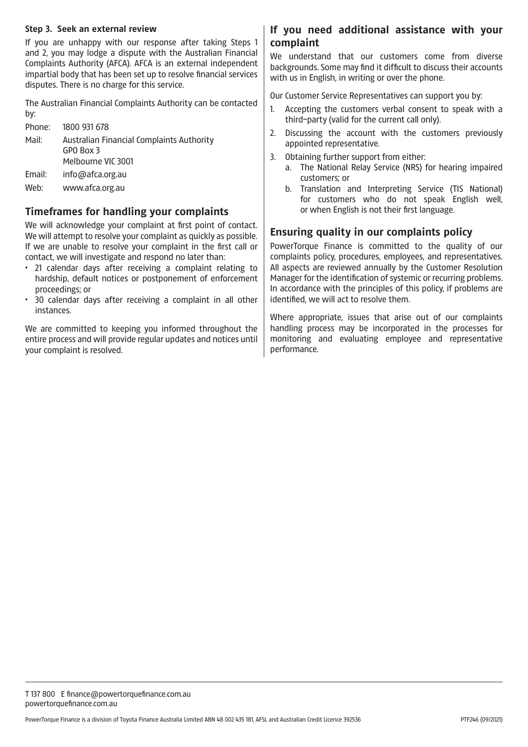### Step 3. Seek an external review

If you are unhappy with our response after taking Steps 1 and 2, you may lodge a dispute with the Australian Financial Complaints Authority (AFCA). AFCA is an external independent impartial body that has been set up to resolve financial services disputes. There is no charge for this service.

The Australian Financial Complaints Authority can be contacted by:

Phone: 1800 931 678

Mail: Australian Financial Complaints Authority
GPO Box 3
Melbourne VIC 3001

Email: info@afca.org.au

Web: www.afca.org.au

## Timeframes for handling your complaints

We will acknowledge your complaint at first point of contact. We will attempt to resolve your complaint as quickly as possible. If we are unable to resolve your complaint in the first call or contact, we will investigate and respond no later than:

- 21 calendar days after receiving a complaint relating to hardship, default notices or postponement of enforcement proceedings; or
- 30 calendar days after receiving a complaint in all other instances.

We are committed to keeping you informed throughout the entire process and will provide regular updates and notices until your complaint is resolved.

## If you need additional assistance with your complaint

We understand that our customers come from diverse backgrounds. Some may find it difficult to discuss their accounts with us in English, in writing or over the phone.

Our Customer Service Representatives can support you by:

1. Accepting the customers verbal consent to speak with a third-party (valid for the current call only).
2. Discussing the account with the customers previously appointed representative.
3. Obtaining further support from either:
   a. The National Relay Service (NRS) for hearing impaired customers; or
   b. Translation and Interpreting Service (TIS National) for customers who do not speak English well, or when English is not their first language.

## Ensuring quality in our complaints policy

PowerTorque Finance is committed to the quality of our complaints policy, procedures, employees, and representatives. All aspects are reviewed annually by the Customer Resolution Manager for the identification of systemic or recurring problems. In accordance with the principles of this policy, if problems are identified, we will act to resolve them.

Where appropriate, issues that arise out of our complaints handling process may be incorporated in the processes for monitoring and evaluating employee and representative performance.

T 137 800 E finance@powertorquefinance.com.au
powertorquefinance.com.au

PowerTorque Finance is a division of Toyota Finance Australia Limited ABN 48 002 435 181, AFSL and Australian Credit Licence 392536

PTF246 (09/2021)